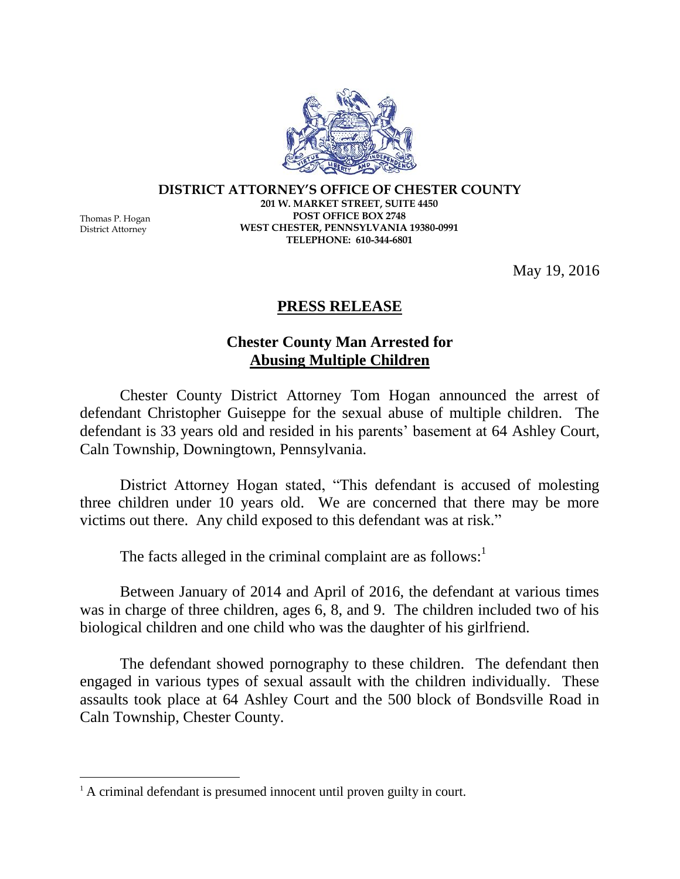**DISTRICT ATTORNEY'S OFFICE OF CHESTER COUNTY**
**201 W. MARKET STREET, SUITE 4450**
**POST OFFICE BOX 2748**
**WEST CHESTER, PENNSYLVANIA 19380-0991**
**TELEPHONE: 610-344-6801**

Thomas P. Hogan
District Attorney

May 19, 2016

# PRESS RELEASE

## Chester County Man Arrested for Abusing Multiple Children

Chester County District Attorney Tom Hogan announced the arrest of defendant Christopher Guiseppe for the sexual abuse of multiple children. The defendant is 33 years old and resided in his parents' basement at 64 Ashley Court, Caln Township, Downingtown, Pennsylvania.

District Attorney Hogan stated, "This defendant is accused of molesting three children under 10 years old. We are concerned that there may be more victims out there. Any child exposed to this defendant was at risk."

The facts alleged in the criminal complaint are as follows:[1]

Between January of 2014 and April of 2016, the defendant at various times was in charge of three children, ages 6, 8, and 9. The children included two of his biological children and one child who was the daughter of his girlfriend.

The defendant showed pornography to these children. The defendant then engaged in various types of sexual assault with the children individually. These assaults took place at 64 Ashley Court and the 500 block of Bondsville Road in Caln Township, Chester County.

[1] A criminal defendant is presumed innocent until proven guilty in court.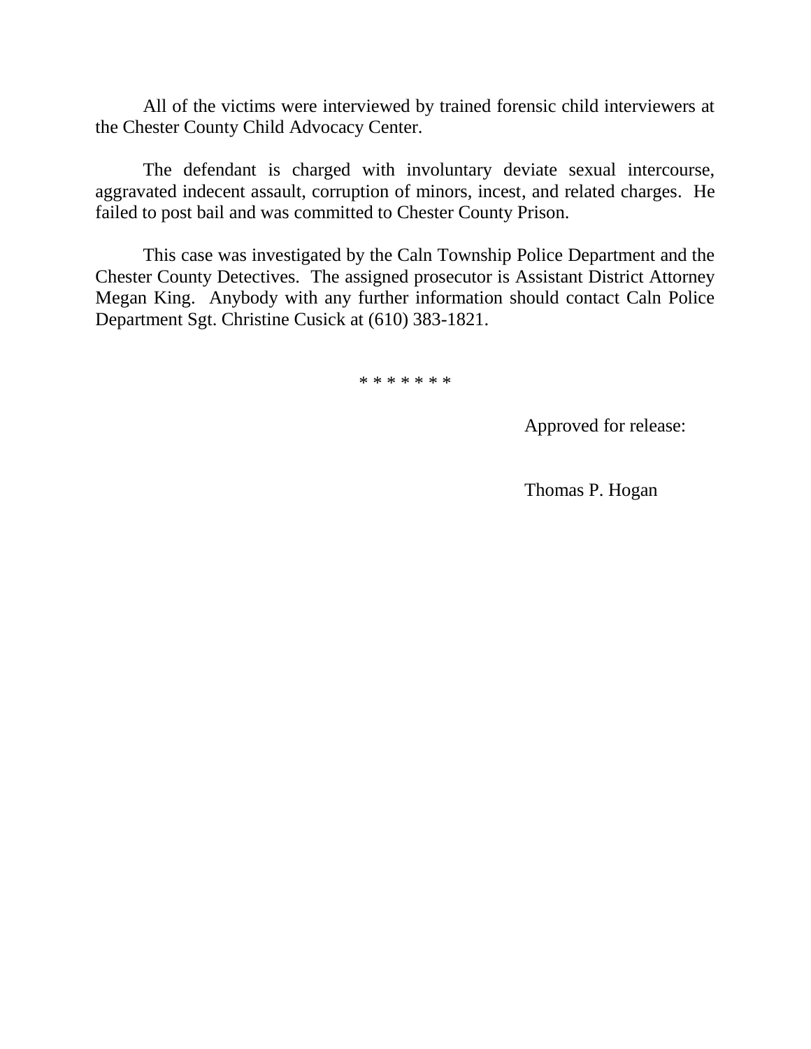All of the victims were interviewed by trained forensic child interviewers at the Chester County Child Advocacy Center.

The defendant is charged with involuntary deviate sexual intercourse, aggravated indecent assault, corruption of minors, incest, and related charges. He failed to post bail and was committed to Chester County Prison.

This case was investigated by the Caln Township Police Department and the Chester County Detectives. The assigned prosecutor is Assistant District Attorney Megan King. Anybody with any further information should contact Caln Police Department Sgt. Christine Cusick at (610) 383-1821.

* * * * * * *

Approved for release:

Thomas P. Hogan